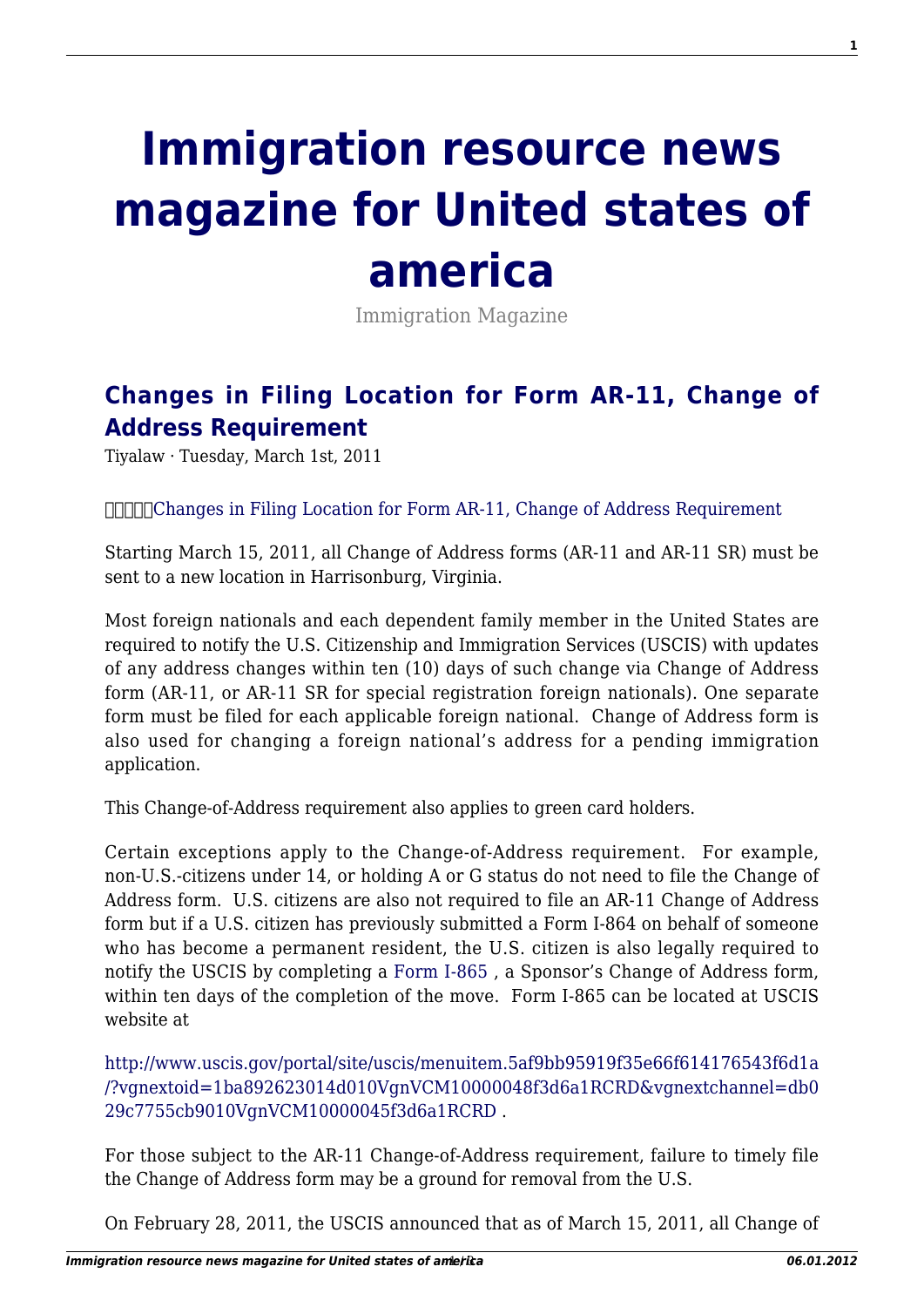# Immigration resource news magazine for United states of america

Immigration Magazine

## Changes in Filing Location for Form AR-11, Change of Address Requirement

Tiyalaw · Tuesday, March 1st, 2011

□□□□□Changes in Filing Location for Form AR-11, Change of Address Requirement

Starting March 15, 2011, all Change of Address forms (AR-11 and AR-11 SR) must be sent to a new location in Harrisonburg, Virginia.

Most foreign nationals and each dependent family member in the United States are required to notify the U.S. Citizenship and Immigration Services (USCIS) with updates of any address changes within ten (10) days of such change via Change of Address form (AR-11, or AR-11 SR for special registration foreign nationals). One separate form must be filed for each applicable foreign national. Change of Address form is also used for changing a foreign national's address for a pending immigration application.

This Change-of-Address requirement also applies to green card holders.

Certain exceptions apply to the Change-of-Address requirement. For example, non-U.S.-citizens under 14, or holding A or G status do not need to file the Change of Address form. U.S. citizens are also not required to file an AR-11 Change of Address form but if a U.S. citizen has previously submitted a Form I-864 on behalf of someone who has become a permanent resident, the U.S. citizen is also legally required to notify the USCIS by completing a Form I-865 , a Sponsor's Change of Address form, within ten days of the completion of the move. Form I-865 can be located at USCIS website at

http://www.uscis.gov/portal/site/uscis/menuitem.5af9bb95919f35e66f614176543f6d1a/?vgnextoid=1ba892623014d010VgnVCM10000048f3d6a1RCRD&vgnextchannel=db029c7755cb9010VgnVCM10000045f3d6a1RCRD .

For those subject to the AR-11 Change-of-Address requirement, failure to timely file the Change of Address form may be a ground for removal from the U.S.

On February 28, 2011, the USCIS announced that as of March 15, 2011, all Change of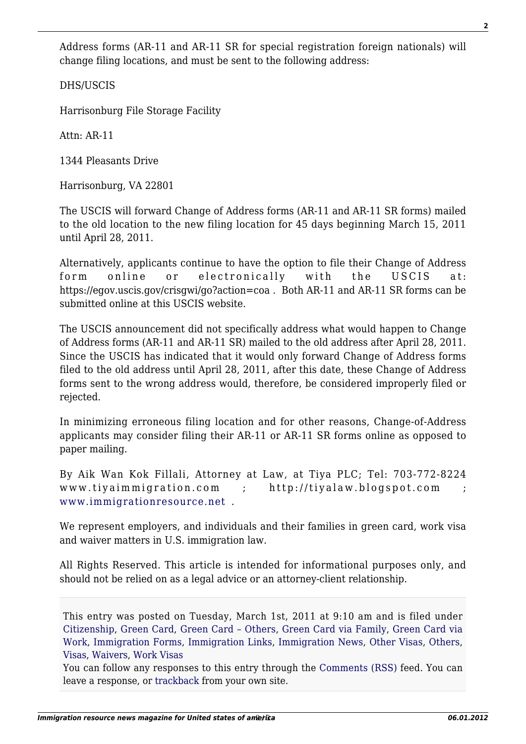Address forms (AR-11 and AR-11 SR for special registration foreign nationals) will change filing locations, and must be sent to the following address:

DHS/USCIS

Harrisonburg File Storage Facility

Attn: AR-11

1344 Pleasants Drive

Harrisonburg, VA 22801

The USCIS will forward Change of Address forms (AR-11 and AR-11 SR forms) mailed to the old location to the new filing location for 45 days beginning March 15, 2011 until April 28, 2011.

Alternatively, applicants continue to have the option to file their Change of Address form online or electronically with the USCIS at: https://egov.uscis.gov/crisgwi/go?action=coa . Both AR-11 and AR-11 SR forms can be submitted online at this USCIS website.

The USCIS announcement did not specifically address what would happen to Change of Address forms (AR-11 and AR-11 SR) mailed to the old address after April 28, 2011. Since the USCIS has indicated that it would only forward Change of Address forms filed to the old address until April 28, 2011, after this date, these Change of Address forms sent to the wrong address would, therefore, be considered improperly filed or rejected.

In minimizing erroneous filing location and for other reasons, Change-of-Address applicants may consider filing their AR-11 or AR-11 SR forms online as opposed to paper mailing.

By Aik Wan Kok Fillali, Attorney at Law, at Tiya PLC; Tel: 703-772-8224 www.tiyaimmigration.com ; http://tiyalaw.blogspot.com ; www.immigrationresource.net .

We represent employers, and individuals and their families in green card, work visa and waiver matters in U.S. immigration law.

All Rights Reserved. This article is intended for informational purposes only, and should not be relied on as a legal advice or an attorney-client relationship.

This entry was posted on Tuesday, March 1st, 2011 at 9:10 am and is filed under Citizenship, Green Card, Green Card – Others, Green Card via Family, Green Card via Work, Immigration Forms, Immigration Links, Immigration News, Other Visas, Others, Visas, Waivers, Work Visas
You can follow any responses to this entry through the Comments (RSS) feed. You can leave a response, or trackback from your own site.